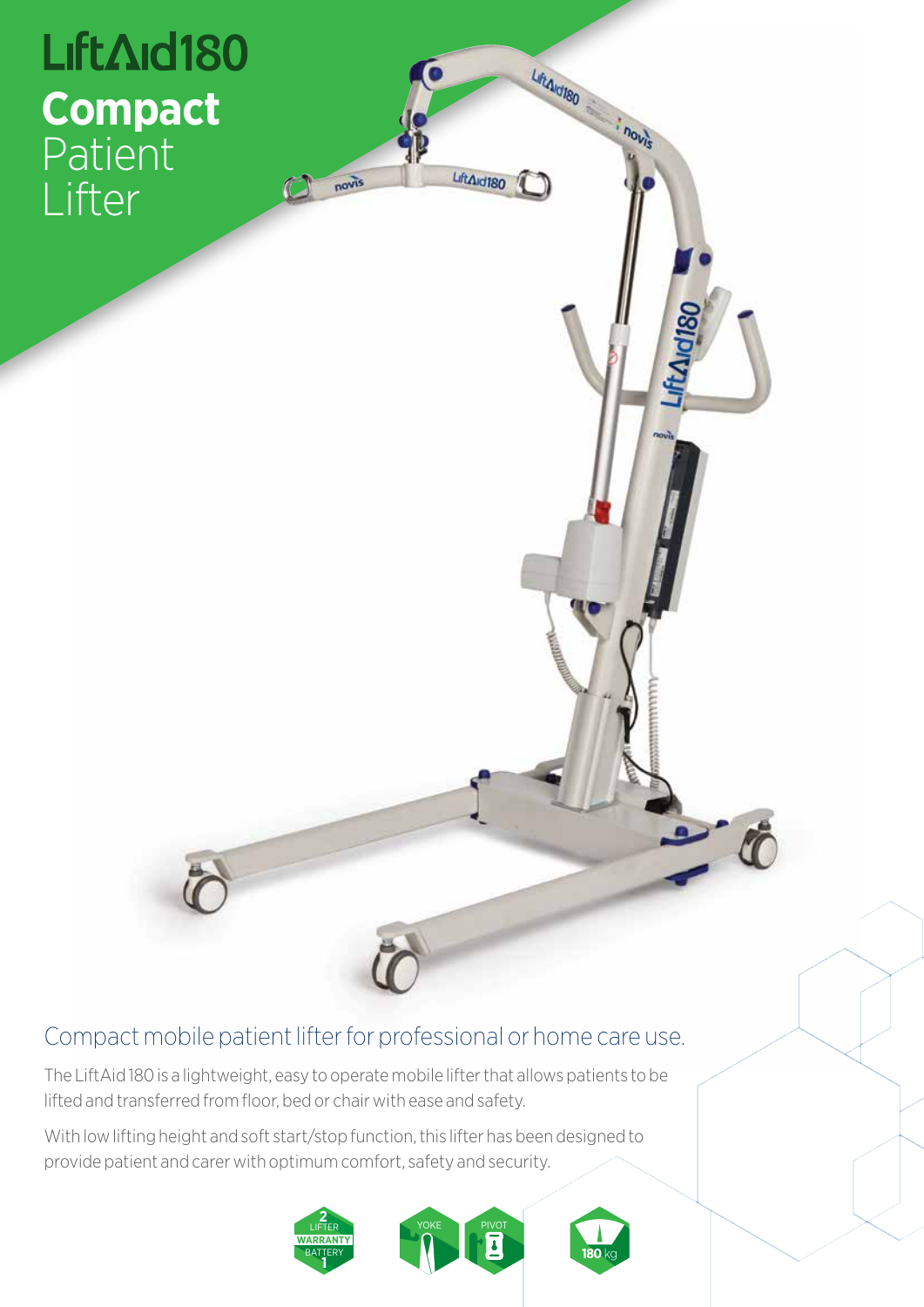# LiftAid180

## **Compact** Patient Lifter

### Compact mobile patient lifter for professional or home care use.

The LiftAid 180 is a lightweight, easy to operate mobile lifter that allows patients to be lifted and transferred from floor, bed or chair with ease and safety.

With low lifting height and soft start/stop function, this lifter has been designed to provide patient and carer with optimum comfort, safety and security.

2 LIFTER WARRANTY BATTERY 1

YOKE

PIVOT

180 kg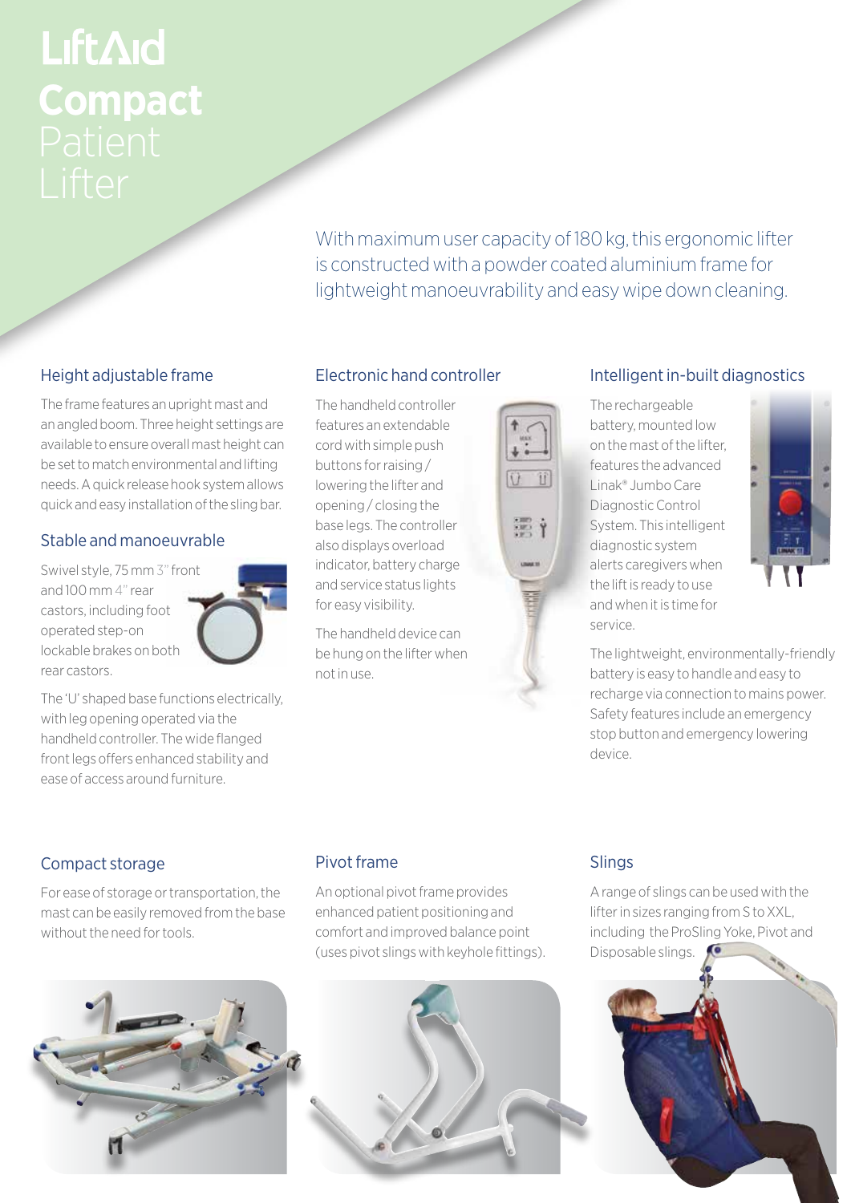# LiftAid Compact Patient Lifter

With maximum user capacity of 180 kg, this ergonomic lifter is constructed with a powder coated aluminium frame for lightweight manoeuvrability and easy wipe down cleaning.

## Height adjustable frame

The frame features an upright mast and an angled boom. Three height settings are available to ensure overall mast height can be set to match environmental and lifting needs. A quick release hook system allows quick and easy installation of the sling bar.

## Stable and manoeuvrable

Swivel style, 75 mm 3" front and 100 mm 4" rear castors, including foot operated step-on lockable brakes on both rear castors.

The 'U' shaped base functions electrically, with leg opening operated via the handheld controller. The wide flanged front legs offers enhanced stability and ease of access around furniture.

## Electronic hand controller

The handheld controller features an extendable cord with simple push buttons for raising / lowering the lifter and opening / closing the base legs. The controller also displays overload indicator, battery charge and service status lights for easy visibility.

The handheld device can be hung on the lifter when not in use.

## Intelligent in-built diagnostics

The rechargeable battery, mounted low on the mast of the lifter, features the advanced Linak® Jumbo Care Diagnostic Control System. This intelligent diagnostic system alerts caregivers when the lift is ready to use and when it is time for service.

The lightweight, environmentally-friendly battery is easy to handle and easy to recharge via connection to mains power. Safety features include an emergency stop button and emergency lowering device.

## Compact storage

For ease of storage or transportation, the mast can be easily removed from the base without the need for tools.

## Pivot frame

An optional pivot frame provides enhanced patient positioning and comfort and improved balance point (uses pivot slings with keyhole fittings).

## Slings

A range of slings can be used with the lifter in sizes ranging from S to XXL, including the ProSling Yoke, Pivot and Disposable slings.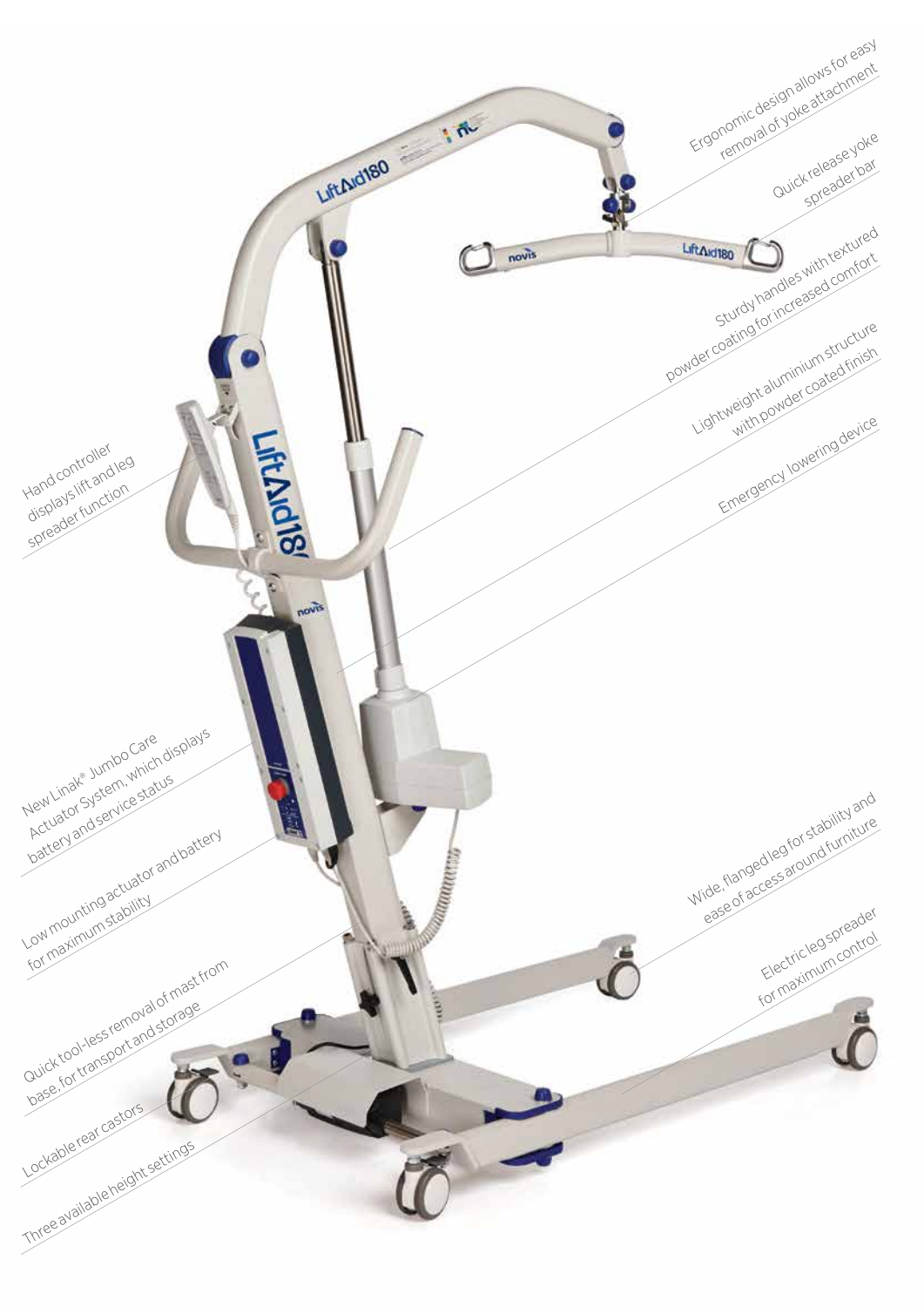Ergonomic design allows for easy removal of yoke attachment

Quick release yoke spreader bar

Sturdy handles with textured powder coating for increased comfort

Lightweight aluminium structure with powder coated finish

Emergency lowering device

Hand controller displays lift and leg spreader function

New Linak® Jumbo Care Actuator System, which displays battery and service status

Low mounting actuator and battery for maximum stability

Quick tool-less removal of mast from base, for transport and storage

Lockable rear castors

Three available height settings

Wide, flanged leg for stability and ease of access around furniture

Electric leg spreader for maximum control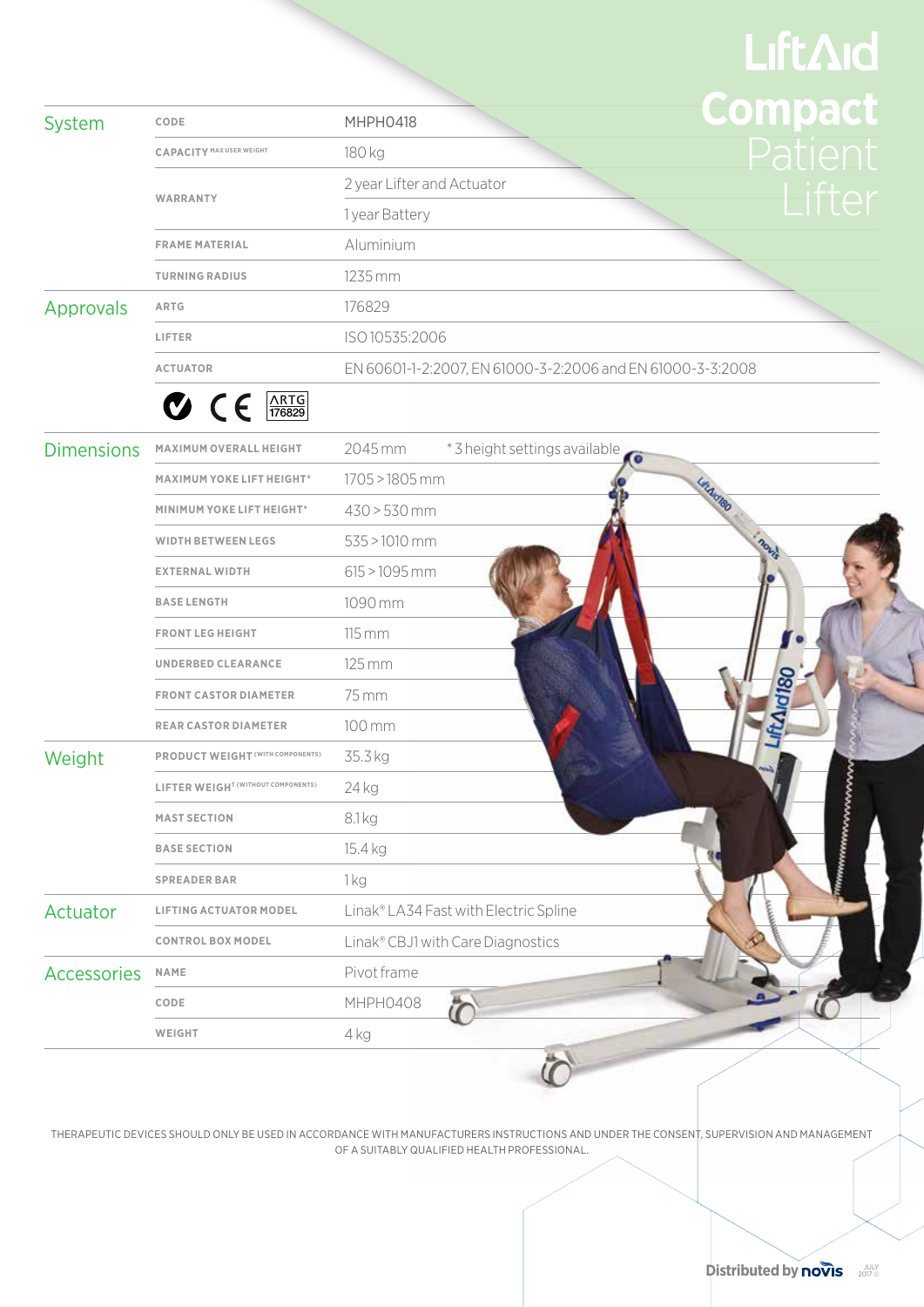# LiftAid Compact Patient Lifter

| | | |
|---|---|---|
| System | CODE | MHPH0418 |
| | CAPACITY MAX USER WEIGHT | 180 kg |
| | WARRANTY | 2 year Lifter and Actuator |
| | | 1 year Battery |
| | FRAME MATERIAL | Aluminium |
| | TURNING RADIUS | 1235 mm |
| Approvals | ARTG | 176829 |
| | LIFTER | ISO 10535:2006 |
| | ACTUATOR | EN 60601-1-2:2007, EN 61000-3-2:2006 and EN 61000-3-3:2008 |
| Dimensions | MAXIMUM OVERALL HEIGHT | 2045 mm * 3 height settings available |
| | MAXIMUM YOKE LIFT HEIGHT* | 1705 > 1805 mm |
| | MINIMUM YOKE LIFT HEIGHT* | 430 > 530 mm |
| | WIDTH BETWEEN LEGS | 535 > 1010 mm |
| | EXTERNAL WIDTH | 615 > 1095 mm |
| | BASE LENGTH | 1090 mm |
| | FRONT LEG HEIGHT | 115 mm |
| | UNDERBED CLEARANCE | 125 mm |
| | FRONT CASTOR DIAMETER | 75 mm |
| | REAR CASTOR DIAMETER | 100 mm |
| Weight | PRODUCT WEIGHT (WITH COMPONENTS) | 35.3 kg |
| | LIFTER WEIGHT (WITHOUT COMPONENTS) | 24 kg |
| | MAST SECTION | 8.1 kg |
| | BASE SECTION | 15.4 kg |
| | SPREADER BAR | 1 kg |
| Actuator | LIFTING ACTUATOR MODEL | Linak® LA34 Fast with Electric Spline |
| | CONTROL BOX MODEL | Linak® CBJ1 with Care Diagnostics |
| Accessories | NAME | Pivot frame |
| | CODE | MHPH0408 |
| | WEIGHT | 4 kg |

THERAPEUTIC DEVICES SHOULD ONLY BE USED IN ACCORDANCE WITH MANUFACTURERS INSTRUCTIONS AND UNDER THE CONSENT, SUPERVISION AND MANAGEMENT OF A SUITABLY QUALIFIED HEALTH PROFESSIONAL.

Distributed by novis

JULY 2017 ©